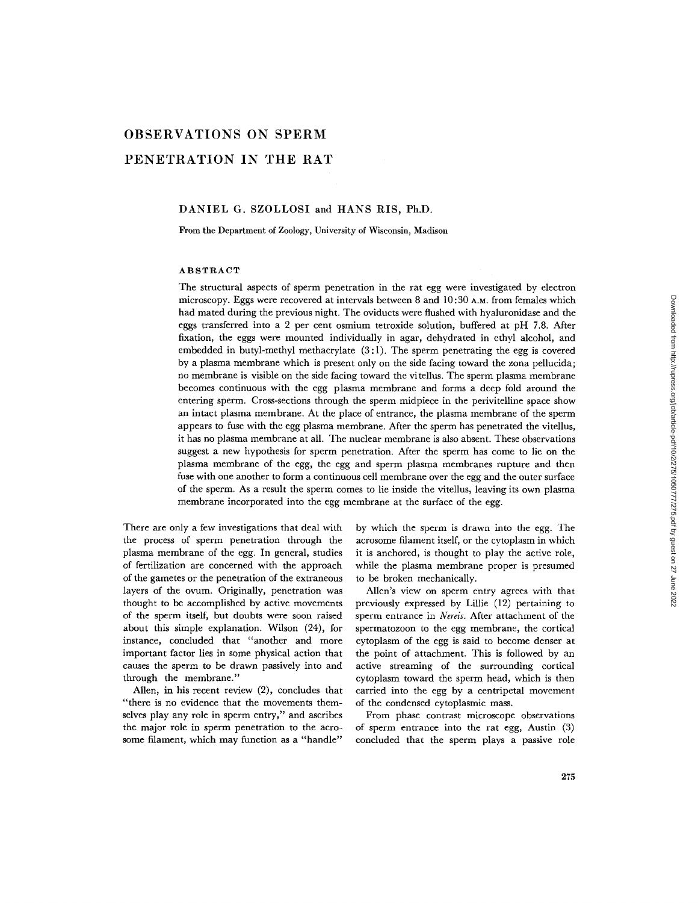# OBSERVATIONS ON SPERM PENETRATION IN THE RAT

DANIEL G. SZOLLOSI and HANS RIS, Ph.D.

From the Department of Zoology, University of Wisconsin, Madison

## ABSTRACT

The structural aspects of sperm penetration in the rat egg were investigated by electron microscopy. Eggs were recovered at intervals between 8 and 10:30 A.M. from females which had mated during the previous night. The oviducts were flushed with hyaluronidase and the eggs transferred into a 2 per cent osmium tetroxide solution, buffered at pH 7.8. After fixation, the eggs were mounted individually in agar, dehydrated in ethyl alcohol, and embedded in butyl-methyl methacrylate (3:1). The sperm penetrating the egg is covered by a plasma membrane which is present only on the side facing toward the zona pellucida; no membrane is visible on the side facing toward the vitellus. The sperm plasma membrane becomes continuous with the egg plasma membrane and forms a deep fold around the entering sperm. Cross-sections through the sperm midpiece in the perivitelline space show an intact plasma membrane. At the place of entrance, the plasma membrane of the sperm appears to fuse with the egg plasma membrane. After the sperm has penetrated the vitellus, it has no plasma membrane at all. The nuclear membrane is also absent. These observations suggest a new hypothesis for sperm penetration. After the sperm has come to lie on the plasma membrane of the egg, the egg and sperm plasma membranes rupture and then fuse with one another to form a continuous cell membrane over the egg and the outer surface of the sperm. As a result the sperm comes to lie inside the vitellus, leaving its own plasma membrane incorporated into the egg membrane at the surface of the egg.

There are only a few investigations that deal with the process of sperm penetration through the plasma membrane of the egg. In general, studies of fertilization are concerned with the approach of the gametes or the penetration of the extraneous layers of the ovum. Originally, penetration was thought to be accomplished by active movements of the sperm itself, but doubts were soon raised about this simple explanation. Wilson (24), for instance, concluded that "another and more important factor lies in some physical action that causes the sperm to be drawn passively into and through the membrane."

Allen, in his recent review (2), concludes that "there is no evidence that the movements themselves play any role in sperm entry," and ascribes the major role in sperm penetration to the acrosome filament, which may function as a "handle" by which the sperm is drawn into the egg. The acrosome filament itself, or the cytoplasm in which it is anchored, is thought to play the active role, while the plasma membrane proper is presumed to be broken mechanically.

Allen's view on sperm entry agrees with that previously expressed by Lillie (12) pertaining to sperm entrance in *Nereis*. After attachment of the spermatozoon to the egg membrane, the cortical cytoplasm of the egg is said to become denser at the point of attachment. This is followed by an active streaming of the surrounding cortical cytoplasm toward the sperm head, which is then carried into the egg by a centripetal movement of the condensed cytoplasmic mass.

From phase contrast microscope observations of sperm entrance into the rat egg, Austin (3) concluded that the sperm plays a passive role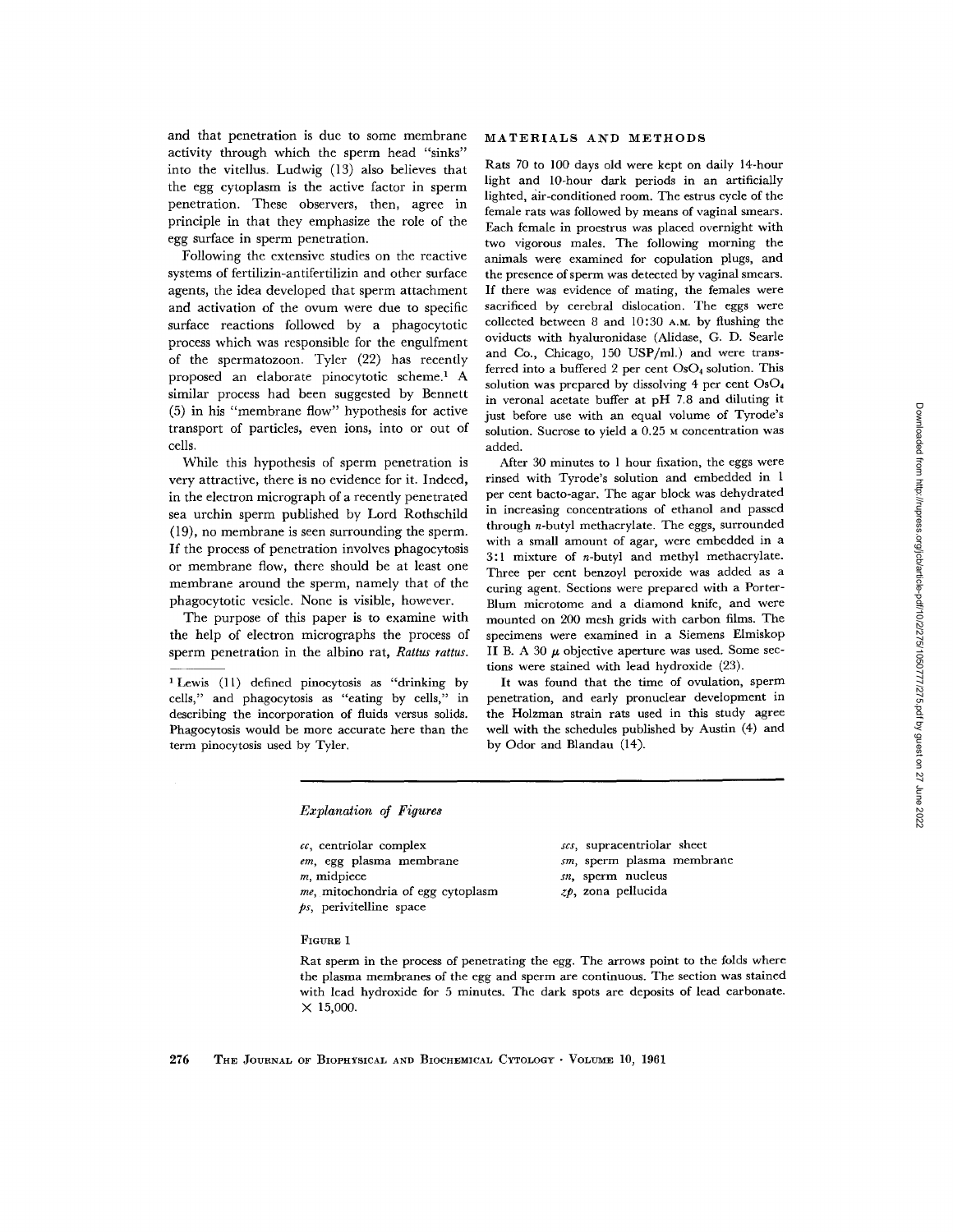and that penetration is due to some membrane activity through which the sperm head "sinks" into the vitellus. Ludwig (13) also believes that the egg cytoplasm is the active factor in sperm penetration. These observers, then, agree in principle in that they emphasize the role of the egg surface in sperm penetration.

Following the extensive studies on the reactive systems of fertilizin-antifertilizin and other surface agents, the idea developed that sperm attachment and activation of the ovum were due to specific surface reactions followed by a phagocytotic process which was responsible for the engulfment of the spermatozoon. Tyler (22) has recently proposed an elaborate pinocytotic scheme.[1] A similar process had been suggested by Bennett (5) in his "membrane flow" hypothesis for active transport of particles, even ions, into or out of cells.

While this hypothesis of sperm penetration is very attractive, there is no evidence for it. Indeed, in the electron micrograph of a recently penetrated sea urchin sperm published by Lord Rothschild (19), no membrane is seen surrounding the sperm. If the process of penetration involves phagocytosis or membrane flow, there should be at least one membrane around the sperm, namely that of the phagocytotic vesicle. None is visible, however.

The purpose of this paper is to examine with the help of electron micrographs the process of sperm penetration in the albino rat, *Rattus rattus*.

[1] Lewis (11) defined pinocytosis as "drinking by cells," and phagocytosis as "eating by cells," in describing the incorporation of fluids versus solids. Phagocytosis would be more accurate here than the term pinocytosis used by Tyler.

## MATERIALS AND METHODS

Rats 70 to 100 days old were kept on daily 14-hour light and 10-hour dark periods in an artificially lighted, air-conditioned room. The estrus cycle of the female rats was followed by means of vaginal smears. Each female in proestrus was placed overnight with two vigorous males. The following morning the animals were examined for copulation plugs, and the presence of sperm was detected by vaginal smears. If there was evidence of mating, the females were sacrificed by cerebral dislocation. The eggs were collected between 8 and 10:30 A.M. by flushing the oviducts with hyaluronidase (Alidase, G. D. Searle and Co., Chicago, 150 USP/ml.) and were transferred into a buffered 2 per cent $OsO_4$ solution. This solution was prepared by dissolving 4 per cent $OsO_4$ in veronal acetate buffer at pH 7.8 and diluting it just before use with an equal volume of Tyrode's solution. Sucrose to yield a 0.25 M concentration was added.

After 30 minutes to 1 hour fixation, the eggs were rinsed with Tyrode's solution and embedded in 1 per cent bacto-agar. The agar block was dehydrated in increasing concentrations of ethanol and passed through *n*-butyl methacrylate. The eggs, surrounded with a small amount of agar, were embedded in a 3:1 mixture of *n*-butyl and methyl methacrylate. Three per cent benzoyl peroxide was added as a curing agent. Sections were prepared with a Porter-Blum microtome and a diamond knife, and were mounted on 200 mesh grids with carbon films. The specimens were examined in a Siemens Elmiskop II B. A 30 $\mu$ objective aperture was used. Some sections were stained with lead hydroxide (23).

It was found that the time of ovulation, sperm penetration, and early pronuclear development in the Holzman strain rats used in this study agree well with the schedules published by Austin (4) and by Odor and Blandau (14).

*Explanation of Figures*

*cc*, centriolar complex
*em*, egg plasma membrane
*m*, midpiece
*me*, mitochondria of egg cytoplasm
*ps*, perivitelline space
*scs*, supracentriolar sheet
*sm*, sperm plasma membrane
*sn*, sperm nucleus
*zp*, zona pellucida

FIGURE 1

Rat sperm in the process of penetrating the egg. The arrows point to the folds where the plasma membranes of the egg and sperm are continuous. The section was stained with lead hydroxide for 5 minutes. The dark spots are deposits of lead carbonate. $\times$ 15,000.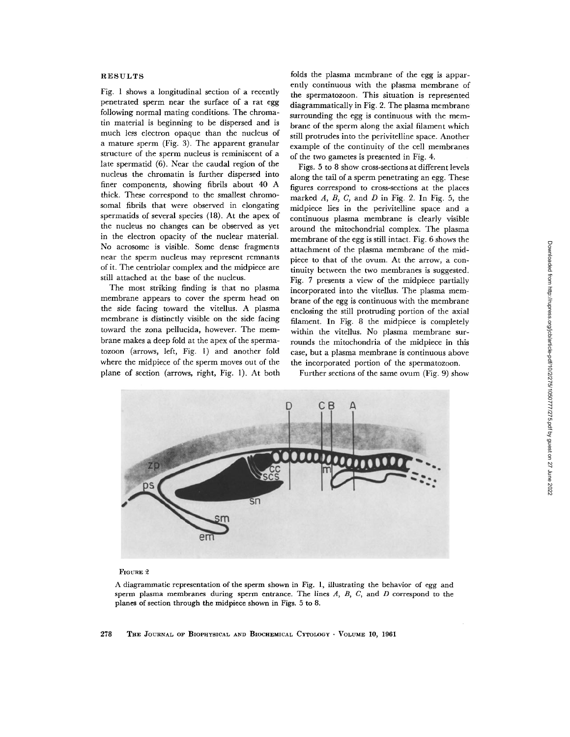## RESULTS

Fig. 1 shows a longitudinal section of a recently penetrated sperm near the surface of a rat egg following normal mating conditions. The chromatin material is beginning to be dispersed and is much less electron opaque than the nucleus of a mature sperm (Fig. 3). The apparent granular structure of the sperm nucleus is reminiscent of a late spermatid (6). Near the caudal region of the nucleus the chromatin is further dispersed into finer components, showing fibrils about 40 A thick. These correspond to the smallest chromosomal fibrils that were observed in elongating spermatids of several species (18). At the apex of the nucleus no changes can be observed as yet in the electron opacity of the nuclear material. No acrosome is visible. Some dense fragments near the sperm nucleus may represent remnants of it. The centriolar complex and the midpiece are still attached at the base of the nucleus.

The most striking finding is that no plasma membrane appears to cover the sperm head on the side facing toward the vitellus. A plasma membrane is distinctly visible on the side facing toward the zona pellucida, however. The membrane makes a deep fold at the apex of the spermatozoon (arrows, left, Fig. 1) and another fold where the midpiece of the sperm moves out of the plane of section (arrows, right, Fig. 1). At both folds the plasma membrane of the egg is apparently continuous with the plasma membrane of the spermatozoon. This situation is represented diagrammatically in Fig. 2. The plasma membrane surrounding the egg is continuous with the membrane of the sperm along the axial filament which still protrudes into the perivitelline space. Another example of the continuity of the cell membranes of the two gametes is presented in Fig. 4.

Figs. 5 to 8 show cross-sections at different levels along the tail of a sperm penetrating an egg. These figures correspond to cross-sections at the places marked *A*, *B*, *C*, and *D* in Fig. 2. In Fig. 5, the midpiece lies in the perivitelline space and a continuous plasma membrane is clearly visible around the mitochondrial complex. The plasma membrane of the egg is still intact. Fig. 6 shows the attachment of the plasma membrane of the midpiece to that of the ovum. At the arrow, a continuity between the two membranes is suggested. Fig. 7 presents a view of the midpiece partially incorporated into the vitellus. The plasma membrane of the egg is continuous with the membrane enclosing the still protruding portion of the axial filament. In Fig. 8 the midpiece is completely within the vitellus. No plasma membrane surrounds the mitochondria of the midpiece in this case, but a plasma membrane is continuous above the incorporated portion of the spermatozoon.

Further sections of the same ovum (Fig. 9) show

FIGURE 2

A diagrammatic representation of the sperm shown in Fig. 1, illustrating the behavior of egg and sperm plasma membranes during sperm entrance. The lines *A*, *B*, *C*, and *D* correspond to the planes of section through the midpiece shown in Figs. 5 to 8.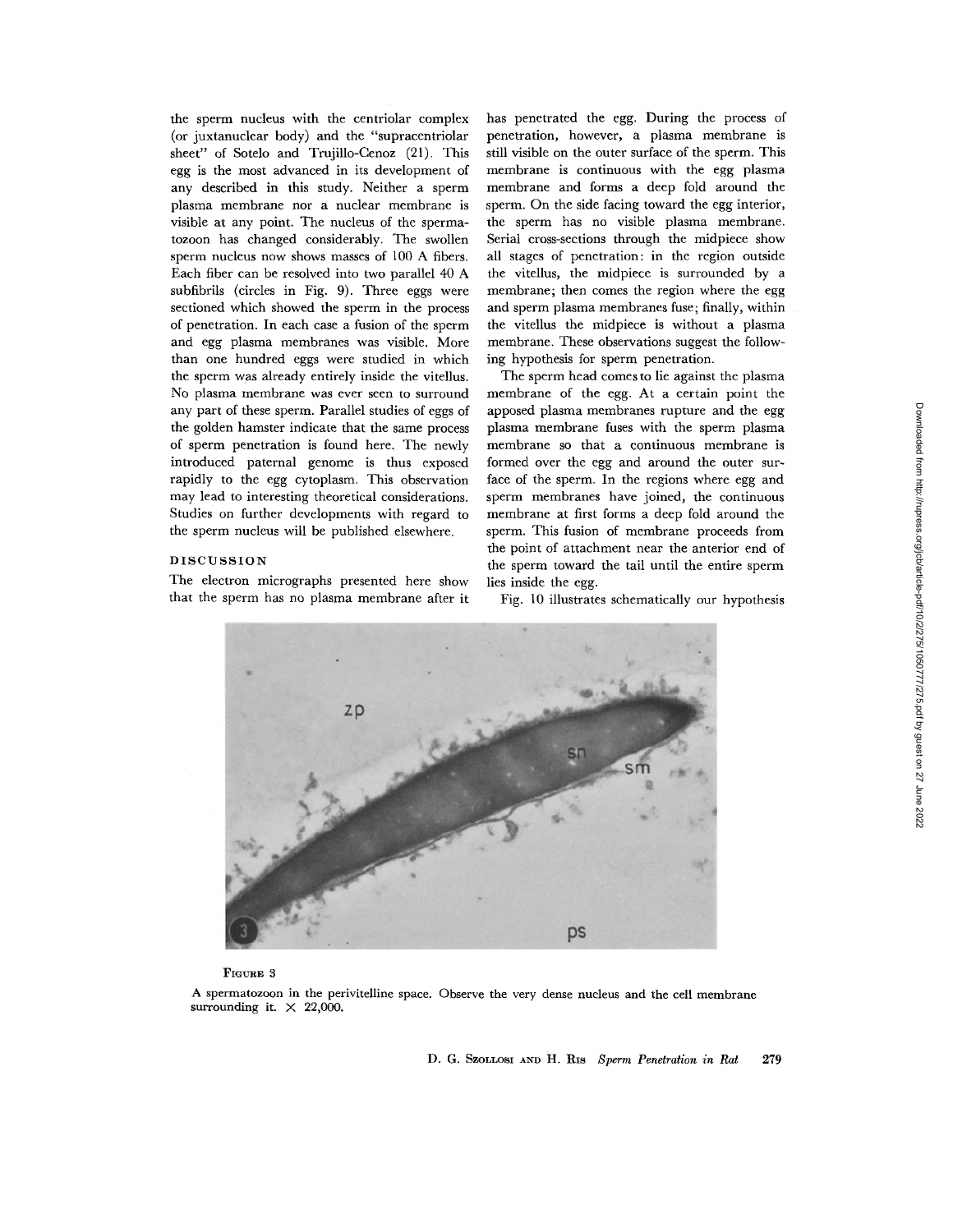the sperm nucleus with the centriolar complex (or juxtanuclear body) and the "supracentriolar sheet" of Sotelo and Trujillo-Cenoz (21). This egg is the most advanced in its development of any described in this study. Neither a sperm plasma membrane nor a nuclear membrane is visible at any point. The nucleus of the spermatozoon has changed considerably. The swollen sperm nucleus now shows masses of 100 A fibers. Each fiber can be resolved into two parallel 40 A subfibrils (circles in Fig. 9). Three eggs were sectioned which showed the sperm in the process of penetration. In each case a fusion of the sperm and egg plasma membranes was visible. More than one hundred eggs were studied in which the sperm was already entirely inside the vitellus. No plasma membrane was ever seen to surround any part of these sperm. Parallel studies of eggs of the golden hamster indicate that the same process of sperm penetration is found here. The newly introduced paternal genome is thus exposed rapidly to the egg cytoplasm. This observation may lead to interesting theoretical considerations. Studies on further developments with regard to the sperm nucleus will be published elsewhere.

## DISCUSSION

The electron micrographs presented here show that the sperm has no plasma membrane after it has penetrated the egg. During the process of penetration, however, a plasma membrane is still visible on the outer surface of the sperm. This membrane is continuous with the egg plasma membrane and forms a deep fold around the sperm. On the side facing toward the egg interior, the sperm has no visible plasma membrane. Serial cross-sections through the midpiece show all stages of penetration: in the region outside the vitellus, the midpiece is surrounded by a membrane; then comes the region where the egg and sperm plasma membranes fuse; finally, within the vitellus the midpiece is without a plasma membrane. These observations suggest the following hypothesis for sperm penetration.

The sperm head comes to lie against the plasma membrane of the egg. At a certain point the apposed plasma membranes rupture and the egg plasma membrane fuses with the sperm plasma membrane so that a continuous membrane is formed over the egg and around the outer surface of the sperm. In the regions where egg and sperm membranes have joined, the continuous membrane at first forms a deep fold around the sperm. This fusion of membrane proceeds from the point of attachment near the anterior end of the sperm toward the tail until the entire sperm lies inside the egg.

Fig. 10 illustrates schematically our hypothesis

FIGURE 3

A spermatozoon in the perivitelline space. Observe the very dense nucleus and the cell membrane surrounding it. $\times$ 22,000.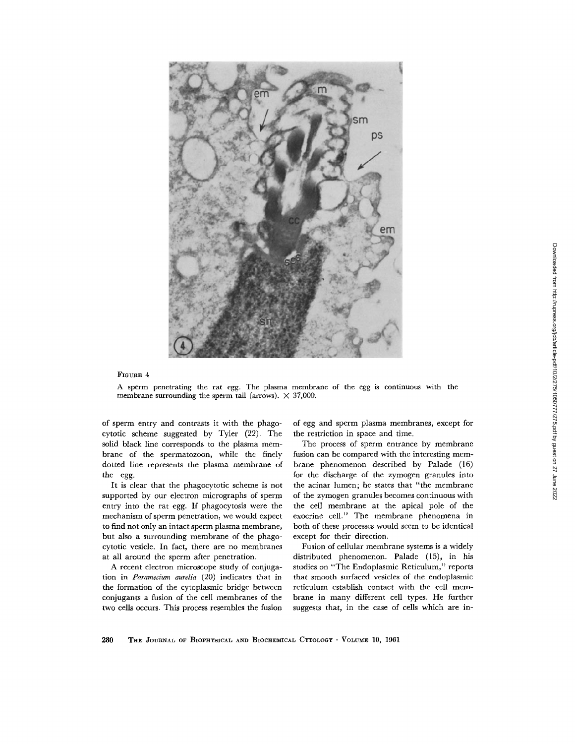FIGURE 4

A sperm penetrating the rat egg. The plasma membrane of the egg is continuous with the membrane surrounding the sperm tail (arrows). × 37,000.

of sperm entry and contrasts it with the phagocytotic scheme suggested by Tyler (22). The solid black line corresponds to the plasma membrane of the spermatozoon, while the finely dotted line represents the plasma membrane of the egg.

It is clear that the phagocytotic scheme is not supported by our electron micrographs of sperm entry into the rat egg. If phagocytosis were the mechanism of sperm penetration, we would expect to find not only an intact sperm plasma membrane, but also a surrounding membrane of the phagocytotic vesicle. In fact, there are no membranes at all around the sperm after penetration.

A recent electron microscope study of conjugation in *Paramecium aurelia* (20) indicates that in the formation of the cytoplasmic bridge between conjugants a fusion of the cell membranes of the two cells occurs. This process resembles the fusion of egg and sperm plasma membranes, except for the restriction in space and time.

The process of sperm entrance by membrane fusion can be compared with the interesting membrane phenomenon described by Palade (16) for the discharge of the zymogen granules into the acinar lumen; he states that "the membrane of the zymogen granules becomes continuous with the cell membrane at the apical pole of the exocrine cell." The membrane phenomena in both of these processes would seem to be identical except for their direction.

Fusion of cellular membrane systems is a widely distributed phenomenon. Palade (15), in his studies on "The Endoplasmic Reticulum," reports that smooth surfaced vesicles of the endoplasmic reticulum establish contact with the cell membrane in many different cell types. He further suggests that, in the case of cells which are in-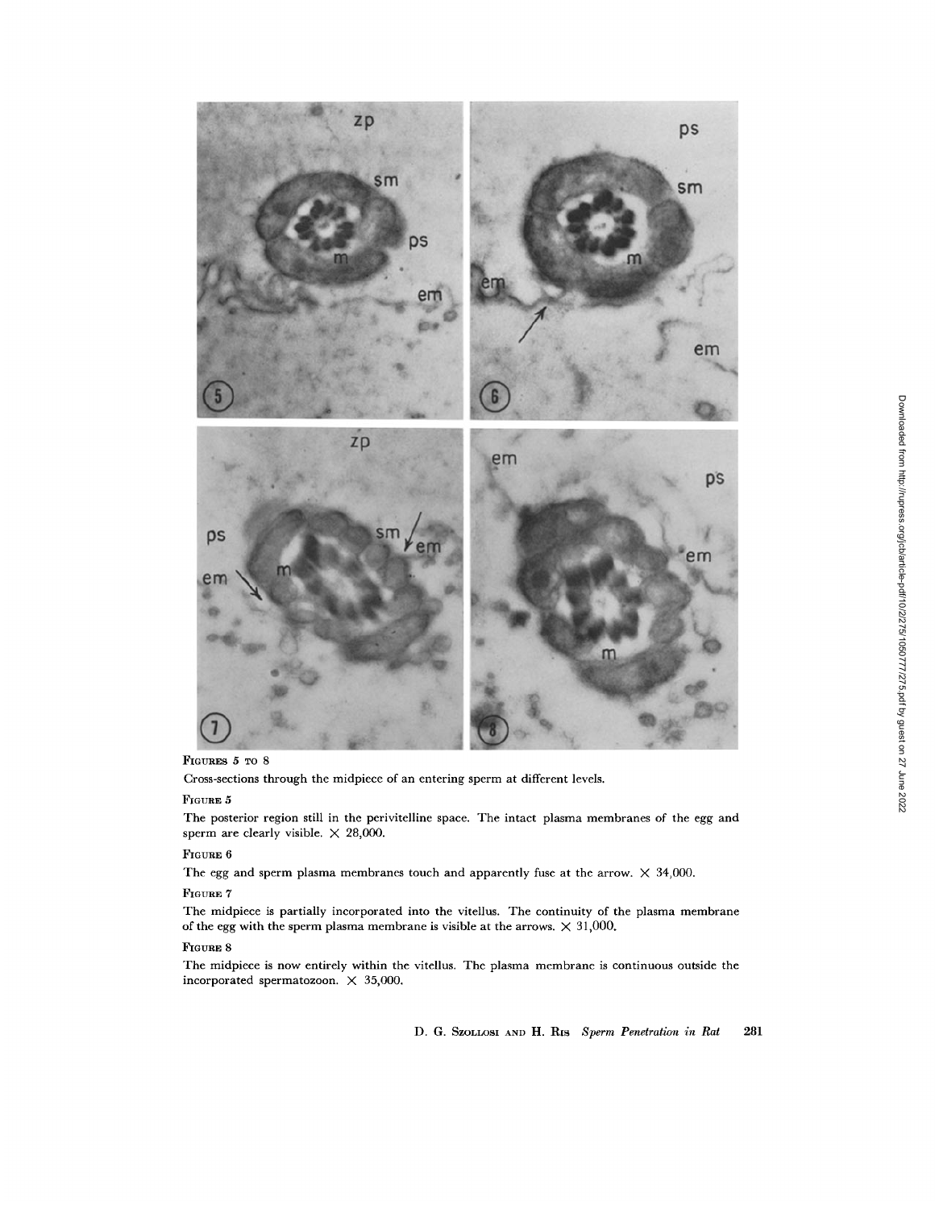FIGURES 5 TO 8

Cross-sections through the midpiece of an entering sperm at different levels.

FIGURE 5

The posterior region still in the perivitelline space. The intact plasma membranes of the egg and sperm are clearly visible. × 28,000.

FIGURE 6

The egg and sperm plasma membranes touch and apparently fuse at the arrow. × 34,000.

FIGURE 7

The midpiece is partially incorporated into the vitellus. The continuity of the plasma membrane of the egg with the sperm plasma membrane is visible at the arrows. × 31,000.

FIGURE 8

The midpiece is now entirely within the vitellus. The plasma membrane is continuous outside the incorporated spermatozoon. × 35,000.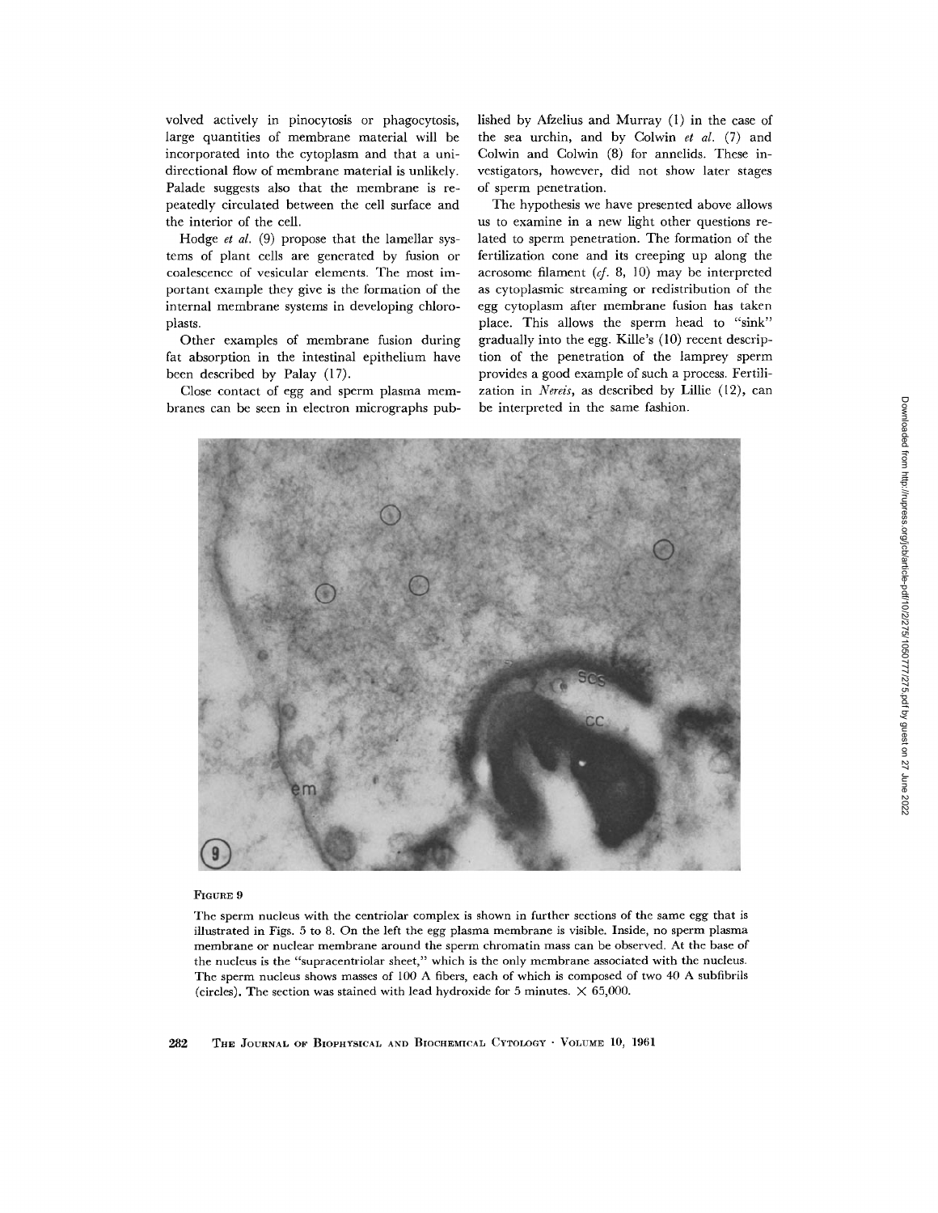volved actively in pinocytosis or phagocytosis, large quantities of membrane material will be incorporated into the cytoplasm and that a unidirectional flow of membrane material is unlikely. Palade suggests also that the membrane is repeatedly circulated between the cell surface and the interior of the cell.

Hodge *et al.* (9) propose that the lamellar systems of plant cells are generated by fusion or coalescence of vesicular elements. The most important example they give is the formation of the internal membrane systems in developing chloroplasts.

Other examples of membrane fusion during fat absorption in the intestinal epithelium have been described by Palay (17).

Close contact of egg and sperm plasma membranes can be seen in electron micrographs published by Afzelius and Murray (1) in the case of the sea urchin, and by Colwin *et al.* (7) and Colwin and Colwin (8) for annelids. These investigators, however, did not show later stages of sperm penetration.

The hypothesis we have presented above allows us to examine in a new light other questions related to sperm penetration. The formation of the fertilization cone and its creeping up along the acrosome filament (*cf.* 8, 10) may be interpreted as cytoplasmic streaming or redistribution of the egg cytoplasm after membrane fusion has taken place. This allows the sperm head to "sink" gradually into the egg. Kille's (10) recent description of the penetration of the lamprey sperm provides a good example of such a process. Fertilization in *Nereis*, as described by Lillie (12), can be interpreted in the same fashion.

FIGURE 9

The sperm nucleus with the centriolar complex is shown in further sections of the same egg that is illustrated in Figs. 5 to 8. On the left the egg plasma membrane is visible. Inside, no sperm plasma membrane or nuclear membrane around the sperm chromatin mass can be observed. At the base of the nucleus is the "supracentriolar sheet," which is the only membrane associated with the nucleus. The sperm nucleus shows masses of 100 A fibers, each of which is composed of two 40 A subfibrils (circles). The section was stained with lead hydroxide for 5 minutes. × 65,000.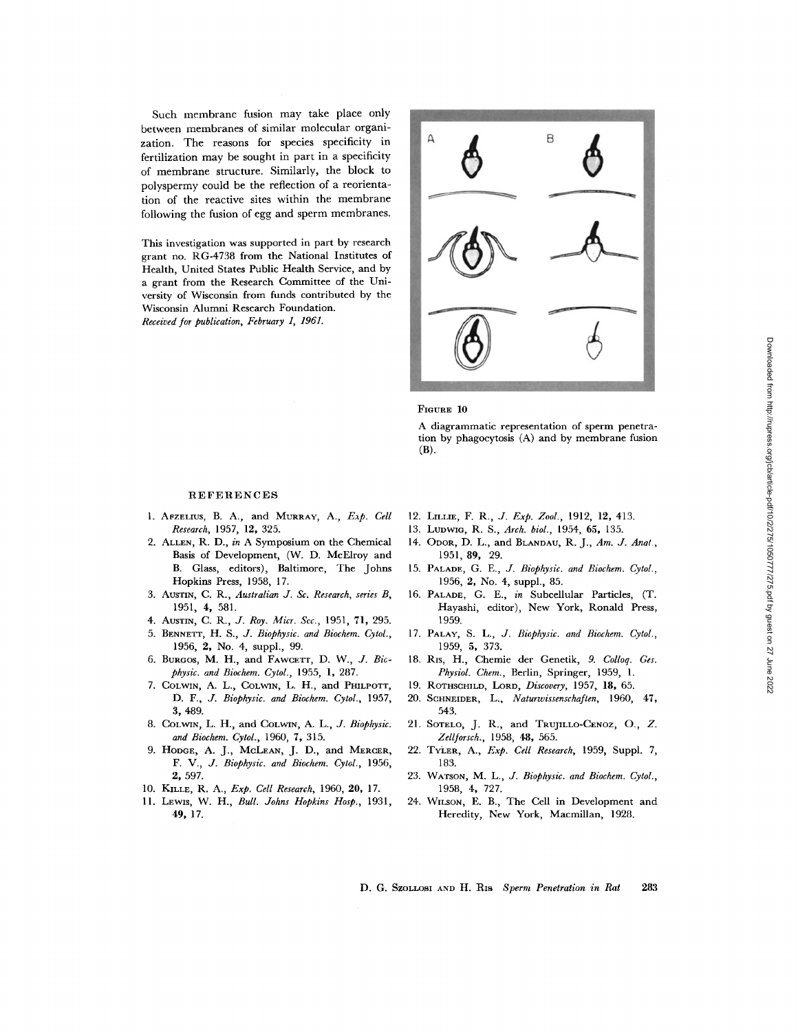Such membrane fusion may take place only between membranes of similar molecular organization. The reasons for species specificity in fertilization may be sought in part in a specificity of membrane structure. Similarly, the block to polyspermy could be the reflection of a reorientation of the reactive sites within the membrane following the fusion of egg and sperm membranes.

This investigation was supported in part by research grant no. RG-4738 from the National Institutes of Health, United States Public Health Service, and by a grant from the Research Committee of the University of Wisconsin from funds contributed by the Wisconsin Alumni Research Foundation.

*Received for publication, February 1, 1961.*

A

B

FIGURE 10

A diagrammatic representation of sperm penetration by phagocytosis (A) and by membrane fusion (B).

## REFERENCES

1. AFZELIUS, B. A., and MURRAY, A., *Exp. Cell Research*, 1957, **12**, 325.
2. ALLEN, R. D., *in* A Symposium on the Chemical Basis of Development, (W. D. McElroy and B. Glass, editors), Baltimore, The Johns Hopkins Press, 1958, 17.
3. AUSTIN, C. R., *Australian J. Sc. Research, series B*, 1951, **4**, 581.
4. AUSTIN, C. R., *J. Roy. Micr. Soc.*, 1951, **71**, 295.
5. BENNETT, H. S., *J. Biophysic. and Biochem. Cytol.*, 1956, **2**, No. 4, suppl., 99.
6. BURGOS, M. H., and FAWCETT, D. W., *J. Biophysic. and Biochem. Cytol.*, 1955, **1**, 287.
7. COLWIN, A. L., COLWIN, L. H., and PHILPOTT, D. F., *J. Biophysic. and Biochem. Cytol.*, 1957, **3**, 489.
8. COLWIN, L. H., and COLWIN, A. L., *J. Biophysic. and Biochem. Cytol.*, 1960, **7**, 315.
9. HODGE, A. J., MCLEAN, J. D., and MERCER, F. V., *J. Biophysic. and Biochem. Cytol.*, 1956, **2**, 597.
10. KILLE, R. A., *Exp. Cell Research*, 1960, **20**, 17.
11. LEWIS, W. H., *Bull. Johns Hopkins Hosp.*, 1931, **49**, 17.
12. LILLIE, F. R., *J. Exp. Zool.*, 1912, **12**, 413.
13. LUDWIG, R. S., *Arch. biol.*, 1954, **65**, 135.
14. ODOR, D. L., and BLANDAU, R. J., *Am. J. Anat.*, 1951, **89**, 29.
15. PALADE, G. E., *J. Biophysic. and Biochem. Cytol.*, 1956, **2**, No. 4, suppl., 85.
16. PALADE, G. E., *in* Subcellular Particles, (T. Hayashi, editor), New York, Ronald Press, 1959.
17. PALAY, S. L., *J. Biophysic. and Biochem. Cytol.*, 1959, **5**, 373.
18. RIS, H., Chemie der Genetik, *9. Colloq. Ges. Physiol. Chem.*, Berlin, Springer, 1959, 1.
19. ROTHSCHILD, LORD, *Discovery*, 1957, **18**, 65.
20. SCHNEIDER, L., *Naturwissenschaften*, 1960, **47**, 543.
21. SOTELO, J. R., and TRUJILLO-CENOZ, O., *Z. Zellforsch.*, 1958, **48**, 565.
22. TYLER, A., *Exp. Cell Research*, 1959, Suppl. 7, 183.
23. WATSON, M. L., *J. Biophysic. and Biochem. Cytol.*, 1958, **4**, 727.
24. WILSON, E. B., The Cell in Development and Heredity, New York, Macmillan, 1928.